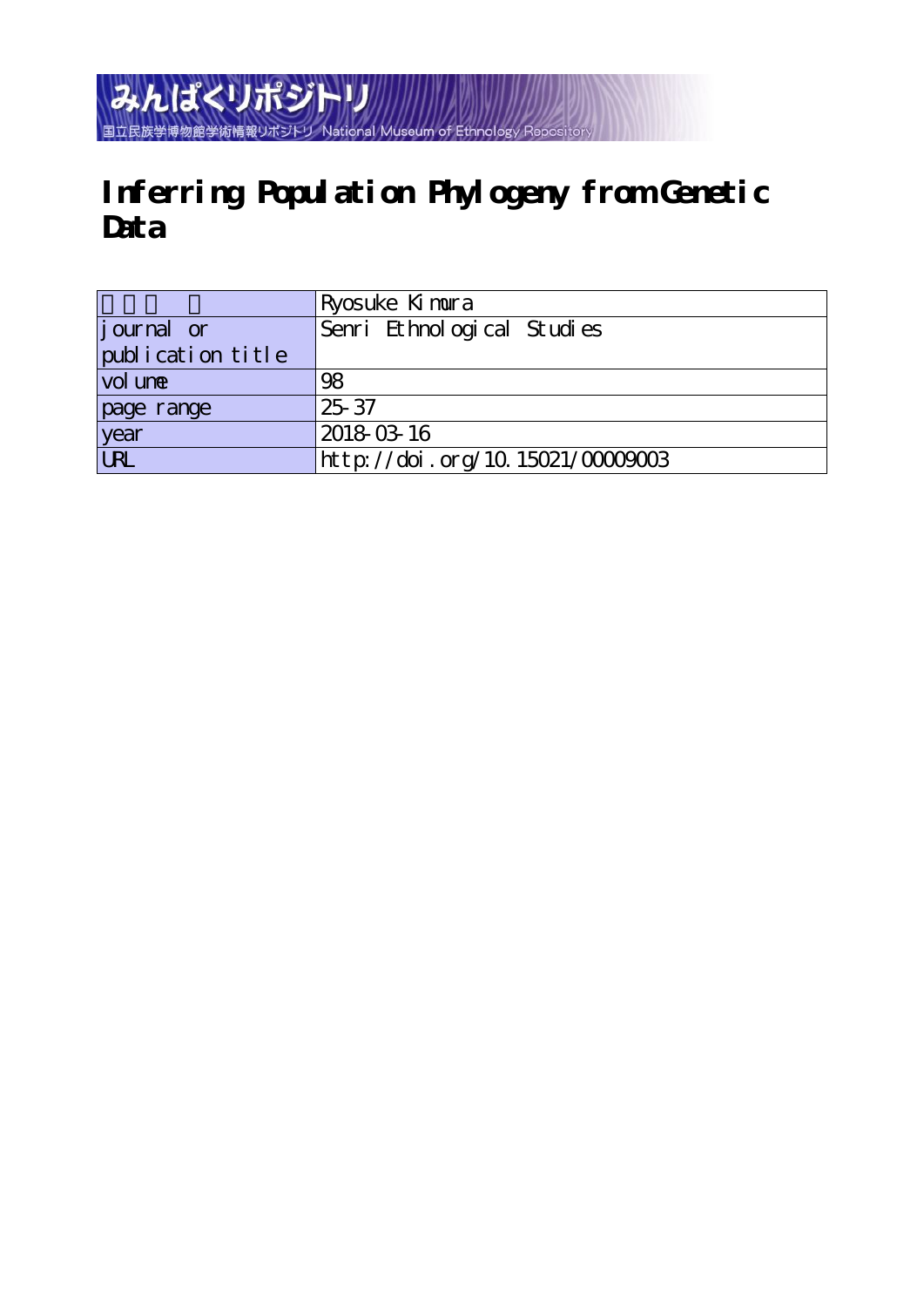みんぱくリポジトリ
国立民族学博物館学術情報リポジトリ National Museum of Ethnology Repository

# Inferring Population Phylogeny from Genetic Data

| | |
|---|---|
| 著者名 | Ryosuke Kimura |
| journal or publication title | Senri Ethnological Studies |
| volume | 98 |
| page range | 25-37 |
| year | 2018-03-16 |
| URL | http://doi.org/10.15021/00009003 |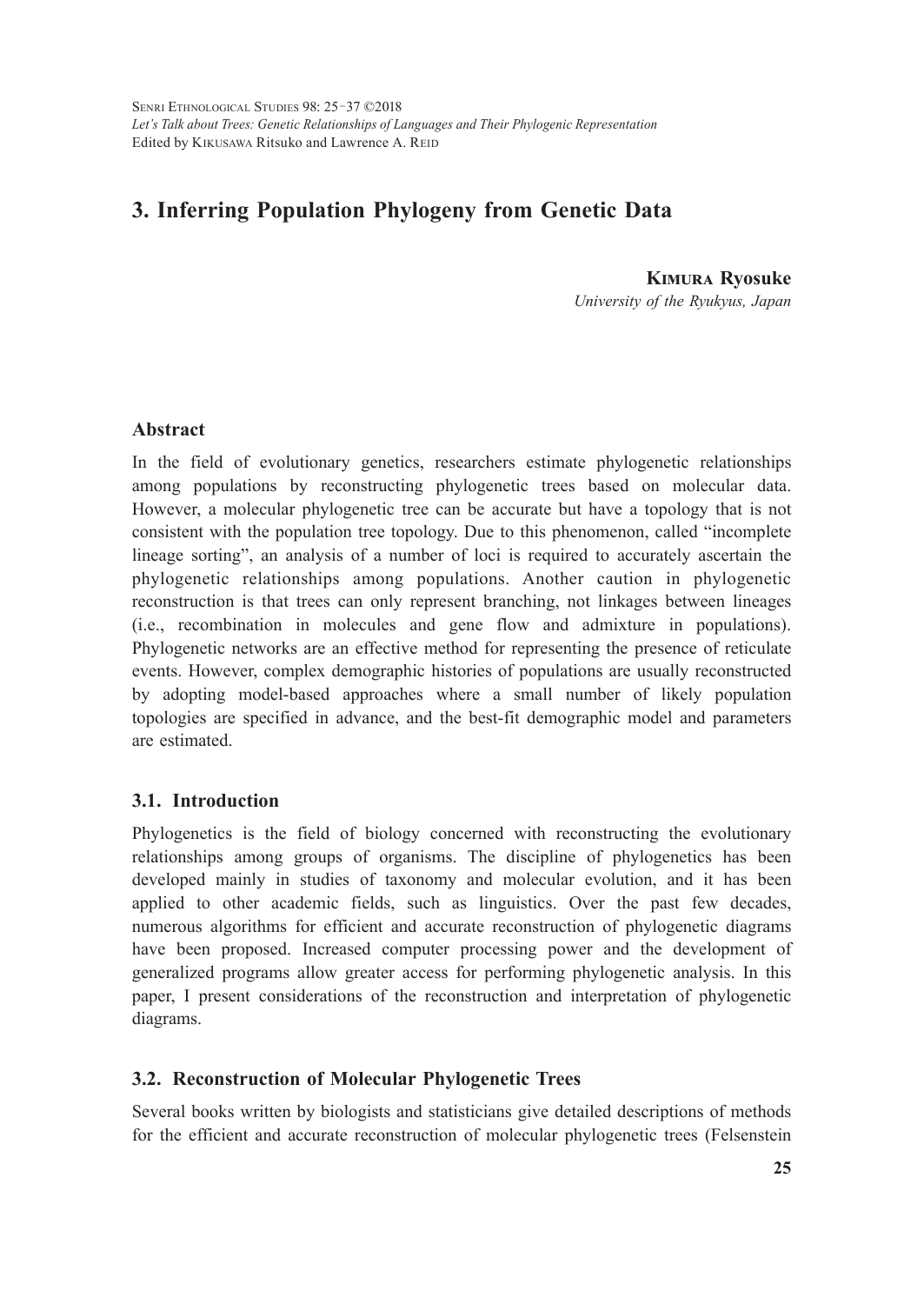# 3. Inferring Population Phylogeny from Genetic Data

**KIMURA Ryosuke**
*University of the Ryukyus, Japan*

## Abstract

In the field of evolutionary genetics, researchers estimate phylogenetic relationships among populations by reconstructing phylogenetic trees based on molecular data. However, a molecular phylogenetic tree can be accurate but have a topology that is not consistent with the population tree topology. Due to this phenomenon, called "incomplete lineage sorting", an analysis of a number of loci is required to accurately ascertain the phylogenetic relationships among populations. Another caution in phylogenetic reconstruction is that trees can only represent branching, not linkages between lineages (i.e., recombination in molecules and gene flow and admixture in populations). Phylogenetic networks are an effective method for representing the presence of reticulate events. However, complex demographic histories of populations are usually reconstructed by adopting model-based approaches where a small number of likely population topologies are specified in advance, and the best-fit demographic model and parameters are estimated.

## 3.1. Introduction

Phylogenetics is the field of biology concerned with reconstructing the evolutionary relationships among groups of organisms. The discipline of phylogenetics has been developed mainly in studies of taxonomy and molecular evolution, and it has been applied to other academic fields, such as linguistics. Over the past few decades, numerous algorithms for efficient and accurate reconstruction of phylogenetic diagrams have been proposed. Increased computer processing power and the development of generalized programs allow greater access for performing phylogenetic analysis. In this paper, I present considerations of the reconstruction and interpretation of phylogenetic diagrams.

## 3.2. Reconstruction of Molecular Phylogenetic Trees

Several books written by biologists and statisticians give detailed descriptions of methods for the efficient and accurate reconstruction of molecular phylogenetic trees (Felsenstein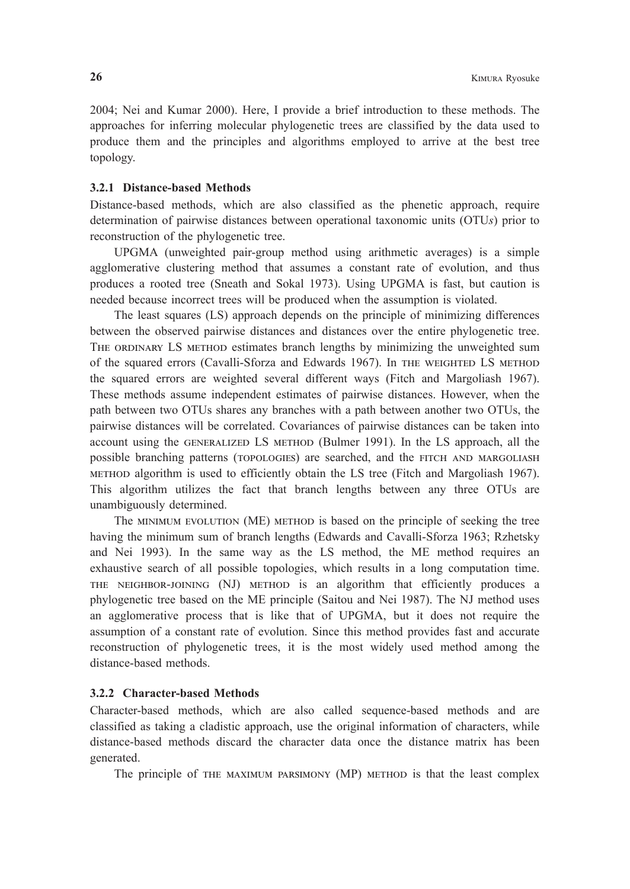2004; Nei and Kumar 2000). Here, I provide a brief introduction to these methods. The approaches for inferring molecular phylogenetic trees are classified by the data used to produce them and the principles and algorithms employed to arrive at the best tree topology.

### 3.2.1 Distance-based Methods

Distance-based methods, which are also classified as the phenetic approach, require determination of pairwise distances between operational taxonomic units (OTU*s*) prior to reconstruction of the phylogenetic tree.

UPGMA (unweighted pair-group method using arithmetic averages) is a simple agglomerative clustering method that assumes a constant rate of evolution, and thus produces a rooted tree (Sneath and Sokal 1973). Using UPGMA is fast, but caution is needed because incorrect trees will be produced when the assumption is violated.

The least squares (LS) approach depends on the principle of minimizing differences between the observed pairwise distances and distances over the entire phylogenetic tree. The ordinary LS method estimates branch lengths by minimizing the unweighted sum of the squared errors (Cavalli-Sforza and Edwards 1967). In the weighted LS method the squared errors are weighted several different ways (Fitch and Margoliash 1967). These methods assume independent estimates of pairwise distances. However, when the path between two OTUs shares any branches with a path between another two OTUs, the pairwise distances will be correlated. Covariances of pairwise distances can be taken into account using the generalized LS method (Bulmer 1991). In the LS approach, all the possible branching patterns (topologies) are searched, and the fitch and margoliash method algorithm is used to efficiently obtain the LS tree (Fitch and Margoliash 1967). This algorithm utilizes the fact that branch lengths between any three OTUs are unambiguously determined.

The minimum evolution (ME) method is based on the principle of seeking the tree having the minimum sum of branch lengths (Edwards and Cavalli-Sforza 1963; Rzhetsky and Nei 1993). In the same way as the LS method, the ME method requires an exhaustive search of all possible topologies, which results in a long computation time. the neighbor-joining (NJ) method is an algorithm that efficiently produces a phylogenetic tree based on the ME principle (Saitou and Nei 1987). The NJ method uses an agglomerative process that is like that of UPGMA, but it does not require the assumption of a constant rate of evolution. Since this method provides fast and accurate reconstruction of phylogenetic trees, it is the most widely used method among the distance-based methods.

### 3.2.2 Character-based Methods

Character-based methods, which are also called sequence-based methods and are classified as taking a cladistic approach, use the original information of characters, while distance-based methods discard the character data once the distance matrix has been generated.

The principle of the maximum parsimony (MP) method is that the least complex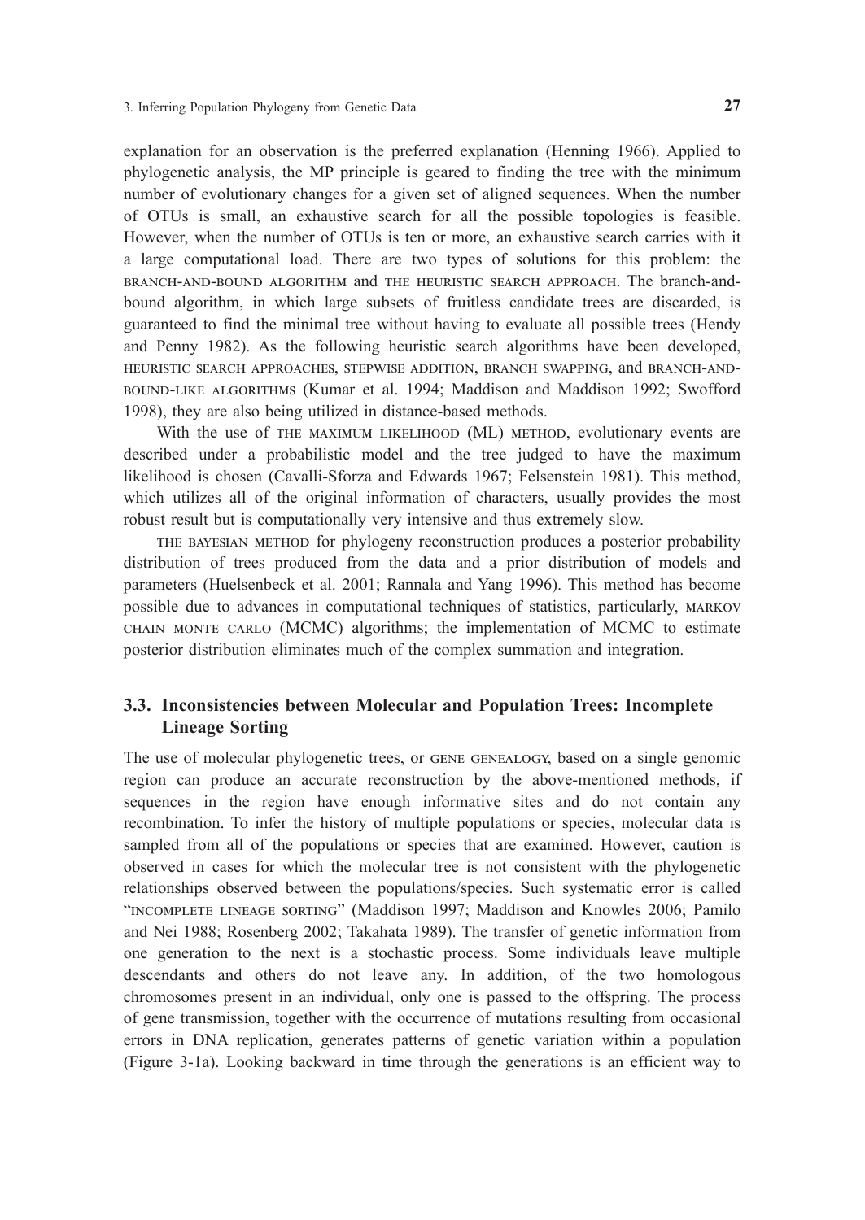explanation for an observation is the preferred explanation (Henning 1966). Applied to phylogenetic analysis, the MP principle is geared to finding the tree with the minimum number of evolutionary changes for a given set of aligned sequences. When the number of OTUs is small, an exhaustive search for all the possible topologies is feasible. However, when the number of OTUs is ten or more, an exhaustive search carries with it a large computational load. There are two types of solutions for this problem: the BRANCH-AND-BOUND ALGORITHM and THE HEURISTIC SEARCH APPROACH. The branch-and-bound algorithm, in which large subsets of fruitless candidate trees are discarded, is guaranteed to find the minimal tree without having to evaluate all possible trees (Hendy and Penny 1982). As the following heuristic search algorithms have been developed, HEURISTIC SEARCH APPROACHES, STEPWISE ADDITION, BRANCH SWAPPING, and BRANCH-AND-BOUND-LIKE ALGORITHMS (Kumar et al. 1994; Maddison and Maddison 1992; Swofford 1998), they are also being utilized in distance-based methods.

With the use of THE MAXIMUM LIKELIHOOD (ML) METHOD, evolutionary events are described under a probabilistic model and the tree judged to have the maximum likelihood is chosen (Cavalli-Sforza and Edwards 1967; Felsenstein 1981). This method, which utilizes all of the original information of characters, usually provides the most robust result but is computationally very intensive and thus extremely slow.

THE BAYESIAN METHOD for phylogeny reconstruction produces a posterior probability distribution of trees produced from the data and a prior distribution of models and parameters (Huelsenbeck et al. 2001; Rannala and Yang 1996). This method has become possible due to advances in computational techniques of statistics, particularly, MARKOV CHAIN MONTE CARLO (MCMC) algorithms; the implementation of MCMC to estimate posterior distribution eliminates much of the complex summation and integration.

## 3.3. Inconsistencies between Molecular and Population Trees: Incomplete Lineage Sorting

The use of molecular phylogenetic trees, or GENE GENEALOGY, based on a single genomic region can produce an accurate reconstruction by the above-mentioned methods, if sequences in the region have enough informative sites and do not contain any recombination. To infer the history of multiple populations or species, molecular data is sampled from all of the populations or species that are examined. However, caution is observed in cases for which the molecular tree is not consistent with the phylogenetic relationships observed between the populations/species. Such systematic error is called "INCOMPLETE LINEAGE SORTING" (Maddison 1997; Maddison and Knowles 2006; Pamilo and Nei 1988; Rosenberg 2002; Takahata 1989). The transfer of genetic information from one generation to the next is a stochastic process. Some individuals leave multiple descendants and others do not leave any. In addition, of the two homologous chromosomes present in an individual, only one is passed to the offspring. The process of gene transmission, together with the occurrence of mutations resulting from occasional errors in DNA replication, generates patterns of genetic variation within a population (Figure 3-1a). Looking backward in time through the generations is an efficient way to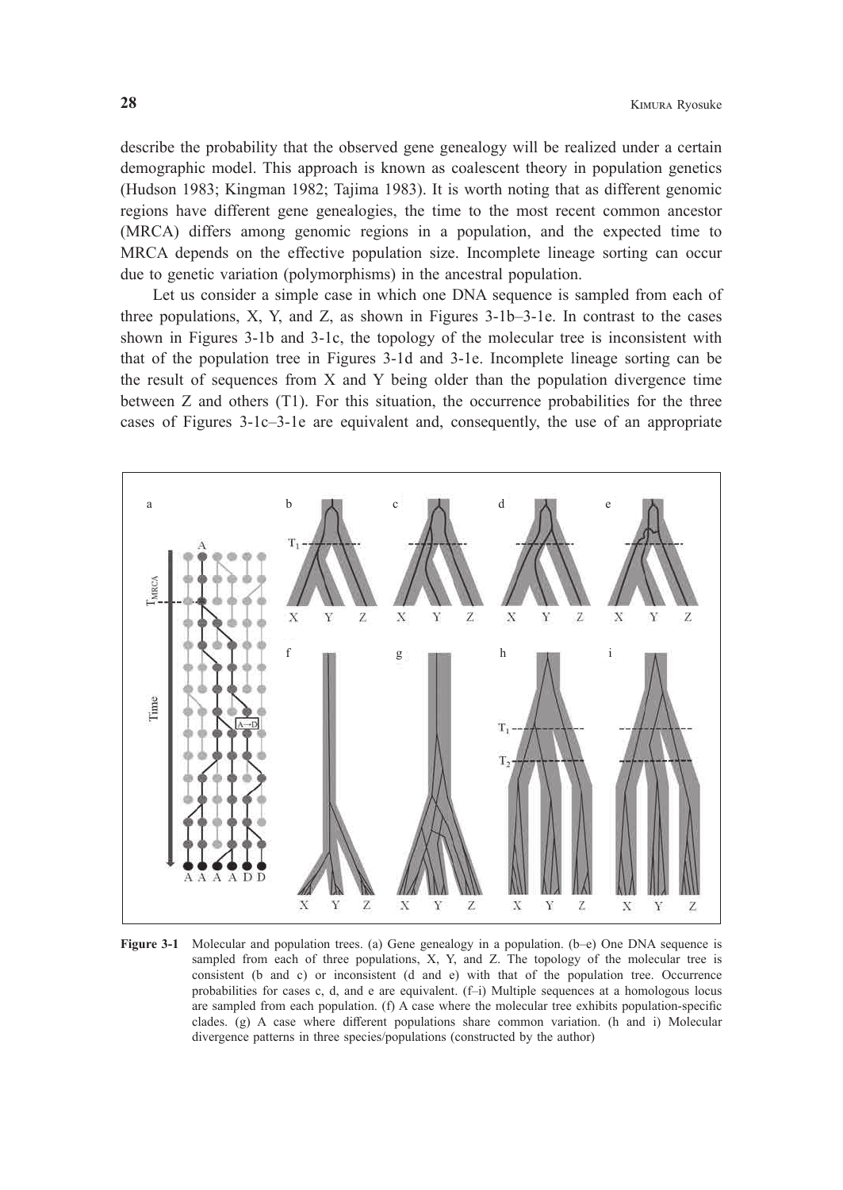describe the probability that the observed gene genealogy will be realized under a certain demographic model. This approach is known as coalescent theory in population genetics (Hudson 1983; Kingman 1982; Tajima 1983). It is worth noting that as different genomic regions have different gene genealogies, the time to the most recent common ancestor (MRCA) differs among genomic regions in a population, and the expected time to MRCA depends on the effective population size. Incomplete lineage sorting can occur due to genetic variation (polymorphisms) in the ancestral population.

Let us consider a simple case in which one DNA sequence is sampled from each of three populations, X, Y, and Z, as shown in Figures 3-1b–3-1e. In contrast to the cases shown in Figures 3-1b and 3-1c, the topology of the molecular tree is inconsistent with that of the population tree in Figures 3-1d and 3-1e. Incomplete lineage sorting can be the result of sequences from X and Y being older than the population divergence time between Z and others (T1). For this situation, the occurrence probabilities for the three cases of Figures 3-1c–3-1e are equivalent and, consequently, the use of an appropriate

**Figure 3-1** Molecular and population trees. (a) Gene genealogy in a population. (b–e) One DNA sequence is sampled from each of three populations, X, Y, and Z. The topology of the molecular tree is consistent (b and c) or inconsistent (d and e) with that of the population tree. Occurrence probabilities for cases c, d, and e are equivalent. (f–i) Multiple sequences at a homologous locus are sampled from each population. (f) A case where the molecular tree exhibits population-specific clades. (g) A case where different populations share common variation. (h and i) Molecular divergence patterns in three species/populations (constructed by the author)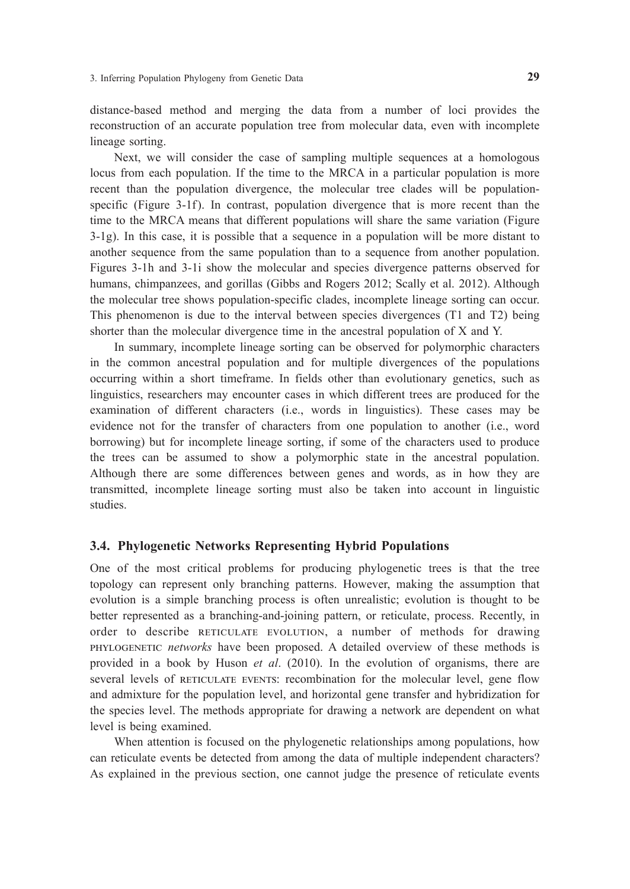distance-based method and merging the data from a number of loci provides the reconstruction of an accurate population tree from molecular data, even with incomplete lineage sorting.

Next, we will consider the case of sampling multiple sequences at a homologous locus from each population. If the time to the MRCA in a particular population is more recent than the population divergence, the molecular tree clades will be population-specific (Figure 3-1f). In contrast, population divergence that is more recent than the time to the MRCA means that different populations will share the same variation (Figure 3-1g). In this case, it is possible that a sequence in a population will be more distant to another sequence from the same population than to a sequence from another population. Figures 3-1h and 3-1i show the molecular and species divergence patterns observed for humans, chimpanzees, and gorillas (Gibbs and Rogers 2012; Scally et al. 2012). Although the molecular tree shows population-specific clades, incomplete lineage sorting can occur. This phenomenon is due to the interval between species divergences (T1 and T2) being shorter than the molecular divergence time in the ancestral population of X and Y.

In summary, incomplete lineage sorting can be observed for polymorphic characters in the common ancestral population and for multiple divergences of the populations occurring within a short timeframe. In fields other than evolutionary genetics, such as linguistics, researchers may encounter cases in which different trees are produced for the examination of different characters (i.e., words in linguistics). These cases may be evidence not for the transfer of characters from one population to another (i.e., word borrowing) but for incomplete lineage sorting, if some of the characters used to produce the trees can be assumed to show a polymorphic state in the ancestral population. Although there are some differences between genes and words, as in how they are transmitted, incomplete lineage sorting must also be taken into account in linguistic studies.

### 3.4. Phylogenetic Networks Representing Hybrid Populations

One of the most critical problems for producing phylogenetic trees is that the tree topology can represent only branching patterns. However, making the assumption that evolution is a simple branching process is often unrealistic; evolution is thought to be better represented as a branching-and-joining pattern, or reticulate, process. Recently, in order to describe RETICULATE EVOLUTION, a number of methods for drawing PHYLOGENETIC *networks* have been proposed. A detailed overview of these methods is provided in a book by Huson *et al*. (2010). In the evolution of organisms, there are several levels of RETICULATE EVENTS: recombination for the molecular level, gene flow and admixture for the population level, and horizontal gene transfer and hybridization for the species level. The methods appropriate for drawing a network are dependent on what level is being examined.

When attention is focused on the phylogenetic relationships among populations, how can reticulate events be detected from among the data of multiple independent characters? As explained in the previous section, one cannot judge the presence of reticulate events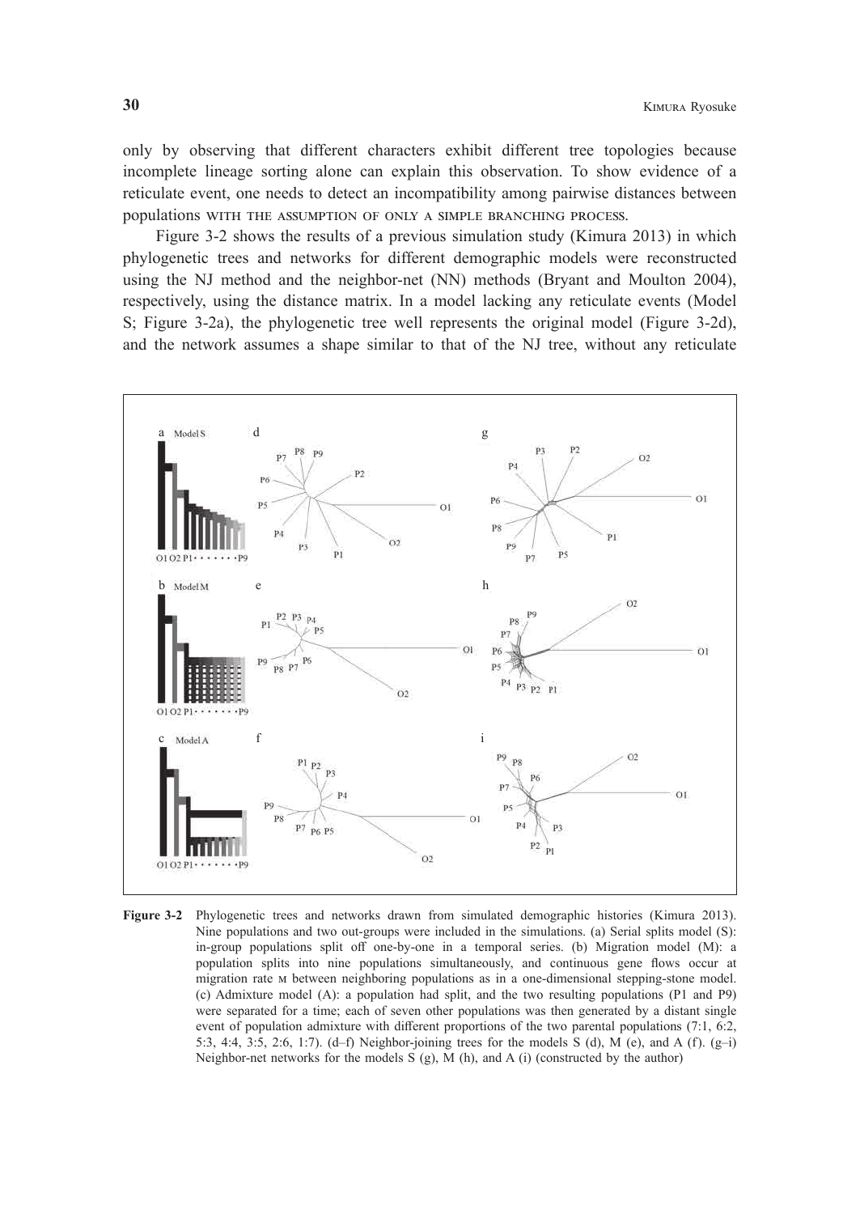only by observing that different characters exhibit different tree topologies because incomplete lineage sorting alone can explain this observation. To show evidence of a reticulate event, one needs to detect an incompatibility among pairwise distances between populations WITH THE ASSUMPTION OF ONLY A SIMPLE BRANCHING PROCESS.

Figure 3-2 shows the results of a previous simulation study (Kimura 2013) in which phylogenetic trees and networks for different demographic models were reconstructed using the NJ method and the neighbor-net (NN) methods (Bryant and Moulton 2004), respectively, using the distance matrix. In a model lacking any reticulate events (Model S; Figure 3-2a), the phylogenetic tree well represents the original model (Figure 3-2d), and the network assumes a shape similar to that of the NJ tree, without any reticulate

**Figure 3-2** Phylogenetic trees and networks drawn from simulated demographic histories (Kimura 2013). Nine populations and two out-groups were included in the simulations. (a) Serial splits model (S): in-group populations split off one-by-one in a temporal series. (b) Migration model (M): a population splits into nine populations simultaneously, and continuous gene flows occur at migration rate M between neighboring populations as in a one-dimensional stepping-stone model. (c) Admixture model (A): a population had split, and the two resulting populations (P1 and P9) were separated for a time; each of seven other populations was then generated by a distant single event of population admixture with different proportions of the two parental populations (7:1, 6:2, 5:3, 4:4, 3:5, 2:6, 1:7). (d–f) Neighbor-joining trees for the models S (d), M (e), and A (f). (g–i) Neighbor-net networks for the models S (g), M (h), and A (i) (constructed by the author)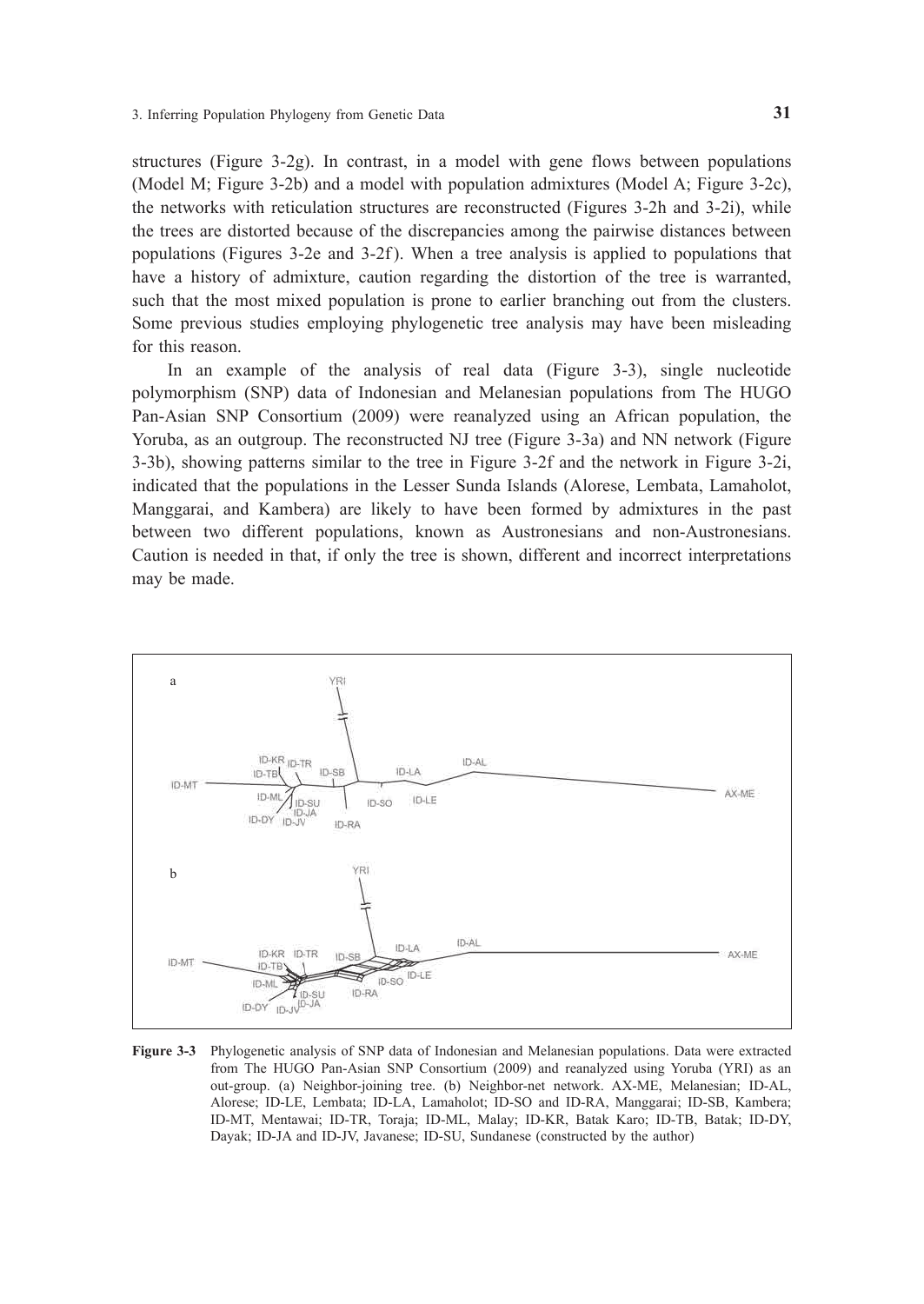structures (Figure 3-2g). In contrast, in a model with gene flows between populations (Model M; Figure 3-2b) and a model with population admixtures (Model A; Figure 3-2c), the networks with reticulation structures are reconstructed (Figures 3-2h and 3-2i), while the trees are distorted because of the discrepancies among the pairwise distances between populations (Figures 3-2e and 3-2f). When a tree analysis is applied to populations that have a history of admixture, caution regarding the distortion of the tree is warranted, such that the most mixed population is prone to earlier branching out from the clusters. Some previous studies employing phylogenetic tree analysis may have been misleading for this reason.

In an example of the analysis of real data (Figure 3-3), single nucleotide polymorphism (SNP) data of Indonesian and Melanesian populations from The HUGO Pan-Asian SNP Consortium (2009) were reanalyzed using an African population, the Yoruba, as an outgroup. The reconstructed NJ tree (Figure 3-3a) and NN network (Figure 3-3b), showing patterns similar to the tree in Figure 3-2f and the network in Figure 3-2i, indicated that the populations in the Lesser Sunda Islands (Alorese, Lembata, Lamaholot, Manggarai, and Kambera) are likely to have been formed by admixtures in the past between two different populations, known as Austronesians and non-Austronesians. Caution is needed in that, if only the tree is shown, different and incorrect interpretations may be made.

**Figure 3-3** Phylogenetic analysis of SNP data of Indonesian and Melanesian populations. Data were extracted from The HUGO Pan-Asian SNP Consortium (2009) and reanalyzed using Yoruba (YRI) as an out-group. (a) Neighbor-joining tree. (b) Neighbor-net network. AX-ME, Melanesian; ID-AL, Alorese; ID-LE, Lembata; ID-LA, Lamaholot; ID-SO and ID-RA, Manggarai; ID-SB, Kambera; ID-MT, Mentawai; ID-TR, Toraja; ID-ML, Malay; ID-KR, Batak Karo; ID-TB, Batak; ID-DY, Dayak; ID-JA and ID-JV, Javanese; ID-SU, Sundanese (constructed by the author)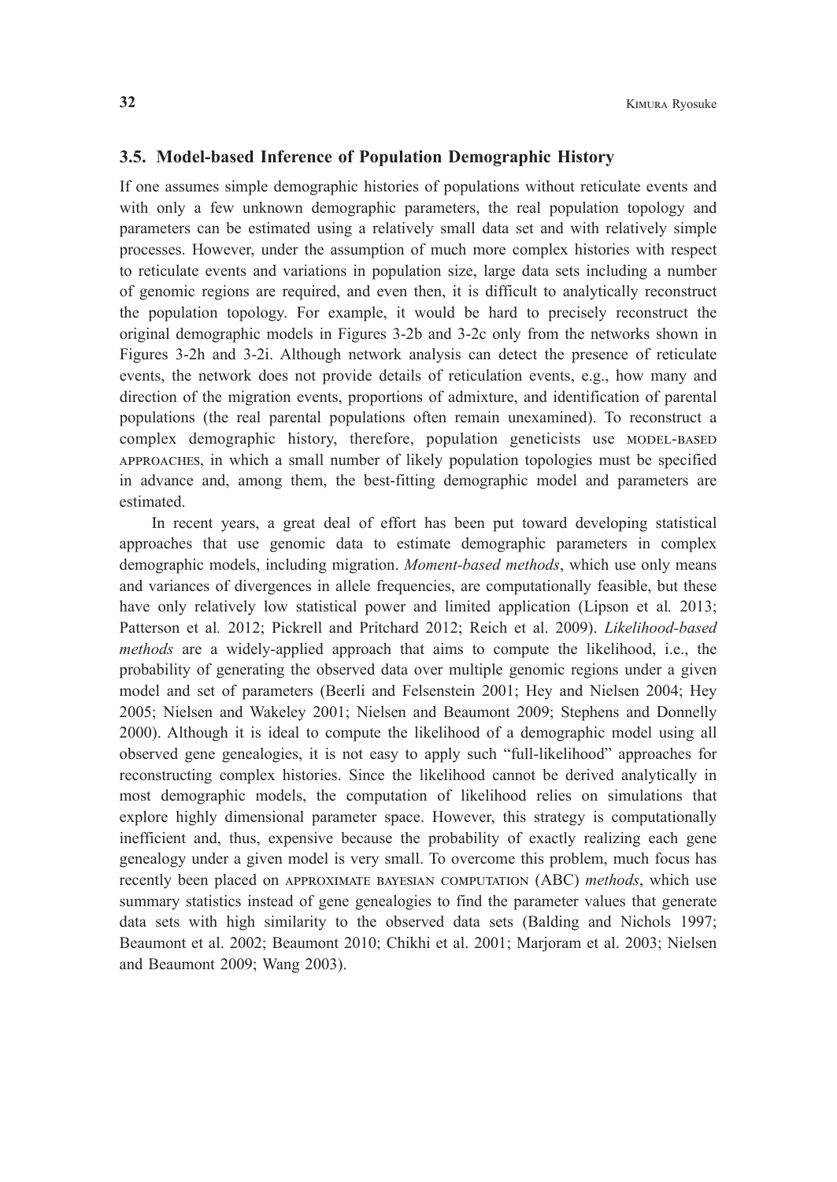### 3.5. Model-based Inference of Population Demographic History

If one assumes simple demographic histories of populations without reticulate events and with only a few unknown demographic parameters, the real population topology and parameters can be estimated using a relatively small data set and with relatively simple processes. However, under the assumption of much more complex histories with respect to reticulate events and variations in population size, large data sets including a number of genomic regions are required, and even then, it is difficult to analytically reconstruct the population topology. For example, it would be hard to precisely reconstruct the original demographic models in Figures 3-2b and 3-2c only from the networks shown in Figures 3-2h and 3-2i. Although network analysis can detect the presence of reticulate events, the network does not provide details of reticulation events, e.g., how many and direction of the migration events, proportions of admixture, and identification of parental populations (the real parental populations often remain unexamined). To reconstruct a complex demographic history, therefore, population geneticists use MODEL-BASED APPROACHES, in which a small number of likely population topologies must be specified in advance and, among them, the best-fitting demographic model and parameters are estimated.

In recent years, a great deal of effort has been put toward developing statistical approaches that use genomic data to estimate demographic parameters in complex demographic models, including migration. *Moment-based methods*, which use only means and variances of divergences in allele frequencies, are computationally feasible, but these have only relatively low statistical power and limited application (Lipson et al*.* 2013; Patterson et al*.* 2012; Pickrell and Pritchard 2012; Reich et al. 2009). *Likelihood-based methods* are a widely-applied approach that aims to compute the likelihood, i.e., the probability of generating the observed data over multiple genomic regions under a given model and set of parameters (Beerli and Felsenstein 2001; Hey and Nielsen 2004; Hey 2005; Nielsen and Wakeley 2001; Nielsen and Beaumont 2009; Stephens and Donnelly 2000). Although it is ideal to compute the likelihood of a demographic model using all observed gene genealogies, it is not easy to apply such "full-likelihood" approaches for reconstructing complex histories. Since the likelihood cannot be derived analytically in most demographic models, the computation of likelihood relies on simulations that explore highly dimensional parameter space. However, this strategy is computationally inefficient and, thus, expensive because the probability of exactly realizing each gene genealogy under a given model is very small. To overcome this problem, much focus has recently been placed on APPROXIMATE BAYESIAN COMPUTATION (ABC) *methods*, which use summary statistics instead of gene genealogies to find the parameter values that generate data sets with high similarity to the observed data sets (Balding and Nichols 1997; Beaumont et al. 2002; Beaumont 2010; Chikhi et al. 2001; Marjoram et al. 2003; Nielsen and Beaumont 2009; Wang 2003).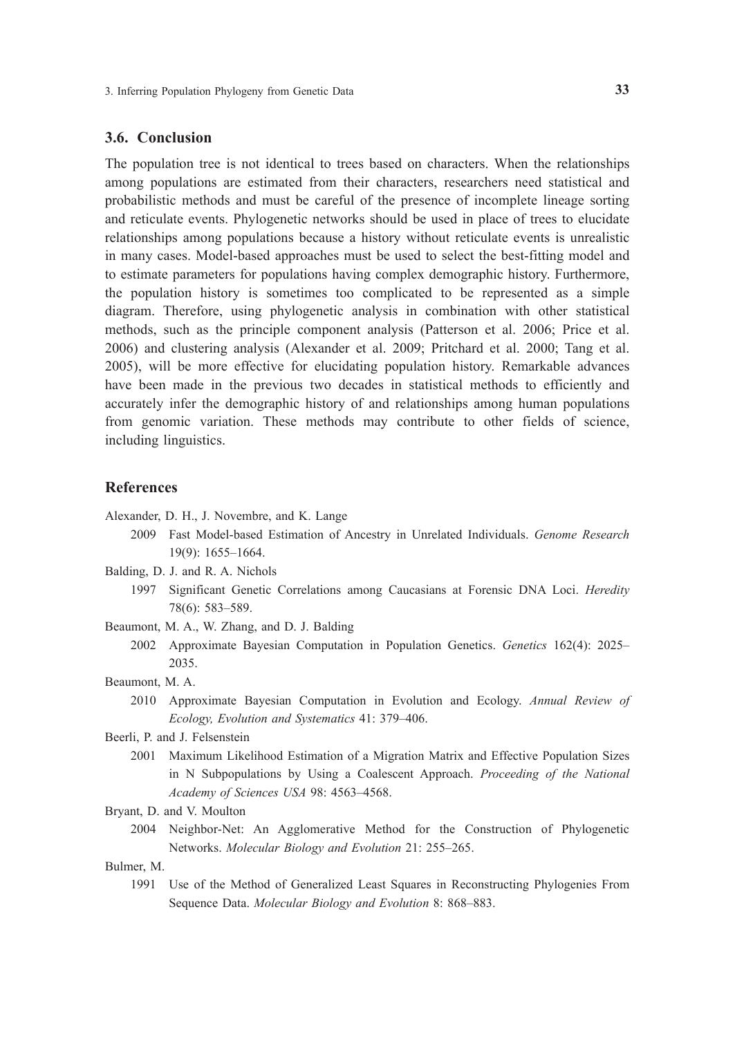## 3.6. Conclusion

The population tree is not identical to trees based on characters. When the relationships among populations are estimated from their characters, researchers need statistical and probabilistic methods and must be careful of the presence of incomplete lineage sorting and reticulate events. Phylogenetic networks should be used in place of trees to elucidate relationships among populations because a history without reticulate events is unrealistic in many cases. Model-based approaches must be used to select the best-fitting model and to estimate parameters for populations having complex demographic history. Furthermore, the population history is sometimes too complicated to be represented as a simple diagram. Therefore, using phylogenetic analysis in combination with other statistical methods, such as the principle component analysis (Patterson et al. 2006; Price et al. 2006) and clustering analysis (Alexander et al. 2009; Pritchard et al. 2000; Tang et al. 2005), will be more effective for elucidating population history. Remarkable advances have been made in the previous two decades in statistical methods to efficiently and accurately infer the demographic history of and relationships among human populations from genomic variation. These methods may contribute to other fields of science, including linguistics.

## References

Alexander, D. H., J. Novembre, and K. Lange

2009 Fast Model-based Estimation of Ancestry in Unrelated Individuals. *Genome Research* 19(9): 1655–1664.

Balding, D. J. and R. A. Nichols

1997 Significant Genetic Correlations among Caucasians at Forensic DNA Loci. *Heredity* 78(6): 583–589.

Beaumont, M. A., W. Zhang, and D. J. Balding

2002 Approximate Bayesian Computation in Population Genetics. *Genetics* 162(4): 2025–2035.

Beaumont, M. A.

2010 Approximate Bayesian Computation in Evolution and Ecology. *Annual Review of Ecology, Evolution and Systematics* 41: 379–406.

Beerli, P. and J. Felsenstein

2001 Maximum Likelihood Estimation of a Migration Matrix and Effective Population Sizes in N Subpopulations by Using a Coalescent Approach. *Proceeding of the National Academy of Sciences USA* 98: 4563–4568.

Bryant, D. and V. Moulton

2004 Neighbor-Net: An Agglomerative Method for the Construction of Phylogenetic Networks. *Molecular Biology and Evolution* 21: 255–265.

Bulmer, M.

1991 Use of the Method of Generalized Least Squares in Reconstructing Phylogenies From Sequence Data. *Molecular Biology and Evolution* 8: 868–883.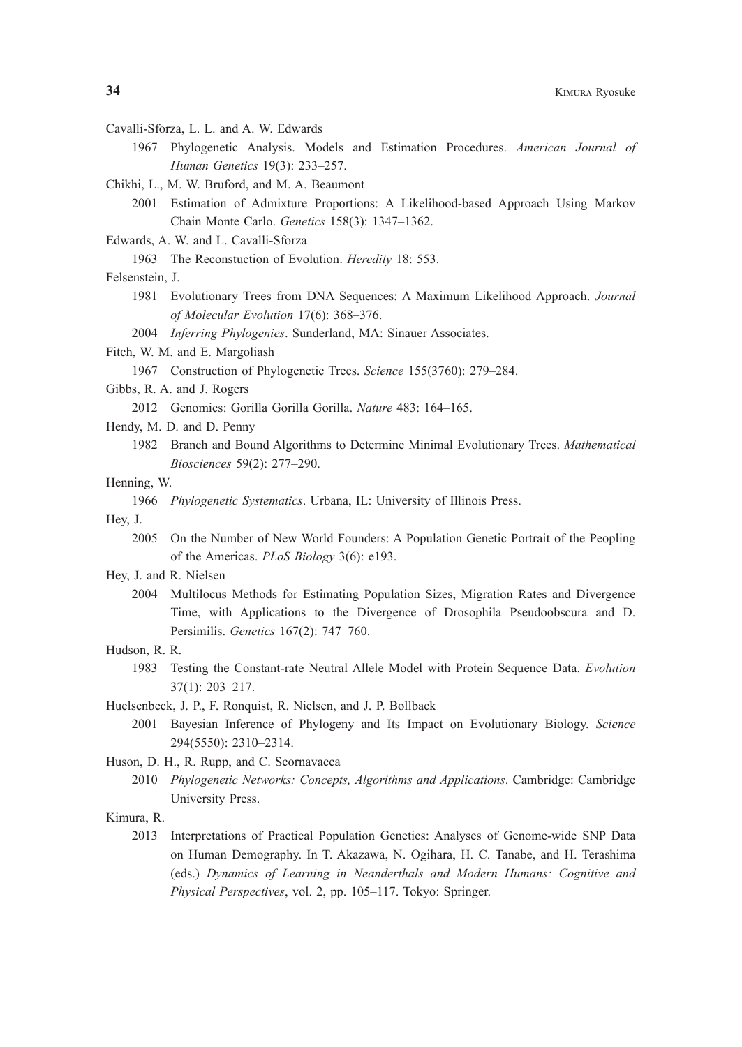Cavalli-Sforza, L. L. and A. W. Edwards

1967 Phylogenetic Analysis. Models and Estimation Procedures. *American Journal of Human Genetics* 19(3): 233–257.

Chikhi, L., M. W. Bruford, and M. A. Beaumont

2001 Estimation of Admixture Proportions: A Likelihood-based Approach Using Markov Chain Monte Carlo. *Genetics* 158(3): 1347–1362.

Edwards, A. W. and L. Cavalli-Sforza

1963 The Reconstuction of Evolution. *Heredity* 18: 553.

Felsenstein, J.

1981 Evolutionary Trees from DNA Sequences: A Maximum Likelihood Approach. *Journal of Molecular Evolution* 17(6): 368–376.

2004 *Inferring Phylogenies*. Sunderland, MA: Sinauer Associates.

Fitch, W. M. and E. Margoliash

1967 Construction of Phylogenetic Trees. *Science* 155(3760): 279–284.

Gibbs, R. A. and J. Rogers

2012 Genomics: Gorilla Gorilla Gorilla. *Nature* 483: 164–165.

Hendy, M. D. and D. Penny

1982 Branch and Bound Algorithms to Determine Minimal Evolutionary Trees. *Mathematical Biosciences* 59(2): 277–290.

Henning, W.

1966 *Phylogenetic Systematics*. Urbana, IL: University of Illinois Press.

Hey, J.

2005 On the Number of New World Founders: A Population Genetic Portrait of the Peopling of the Americas. *PLoS Biology* 3(6): e193.

Hey, J. and R. Nielsen

2004 Multilocus Methods for Estimating Population Sizes, Migration Rates and Divergence Time, with Applications to the Divergence of Drosophila Pseudoobscura and D. Persimilis. *Genetics* 167(2): 747–760.

Hudson, R. R.

1983 Testing the Constant-rate Neutral Allele Model with Protein Sequence Data. *Evolution* 37(1): 203–217.

Huelsenbeck, J. P., F. Ronquist, R. Nielsen, and J. P. Bollback

2001 Bayesian Inference of Phylogeny and Its Impact on Evolutionary Biology. *Science* 294(5550): 2310–2314.

Huson, D. H., R. Rupp, and C. Scornavacca

2010 *Phylogenetic Networks: Concepts, Algorithms and Applications*. Cambridge: Cambridge University Press.

Kimura, R.

2013 Interpretations of Practical Population Genetics: Analyses of Genome-wide SNP Data on Human Demography. In T. Akazawa, N. Ogihara, H. C. Tanabe, and H. Terashima (eds.) *Dynamics of Learning in Neanderthals and Modern Humans: Cognitive and Physical Perspectives*, vol. 2, pp. 105–117. Tokyo: Springer.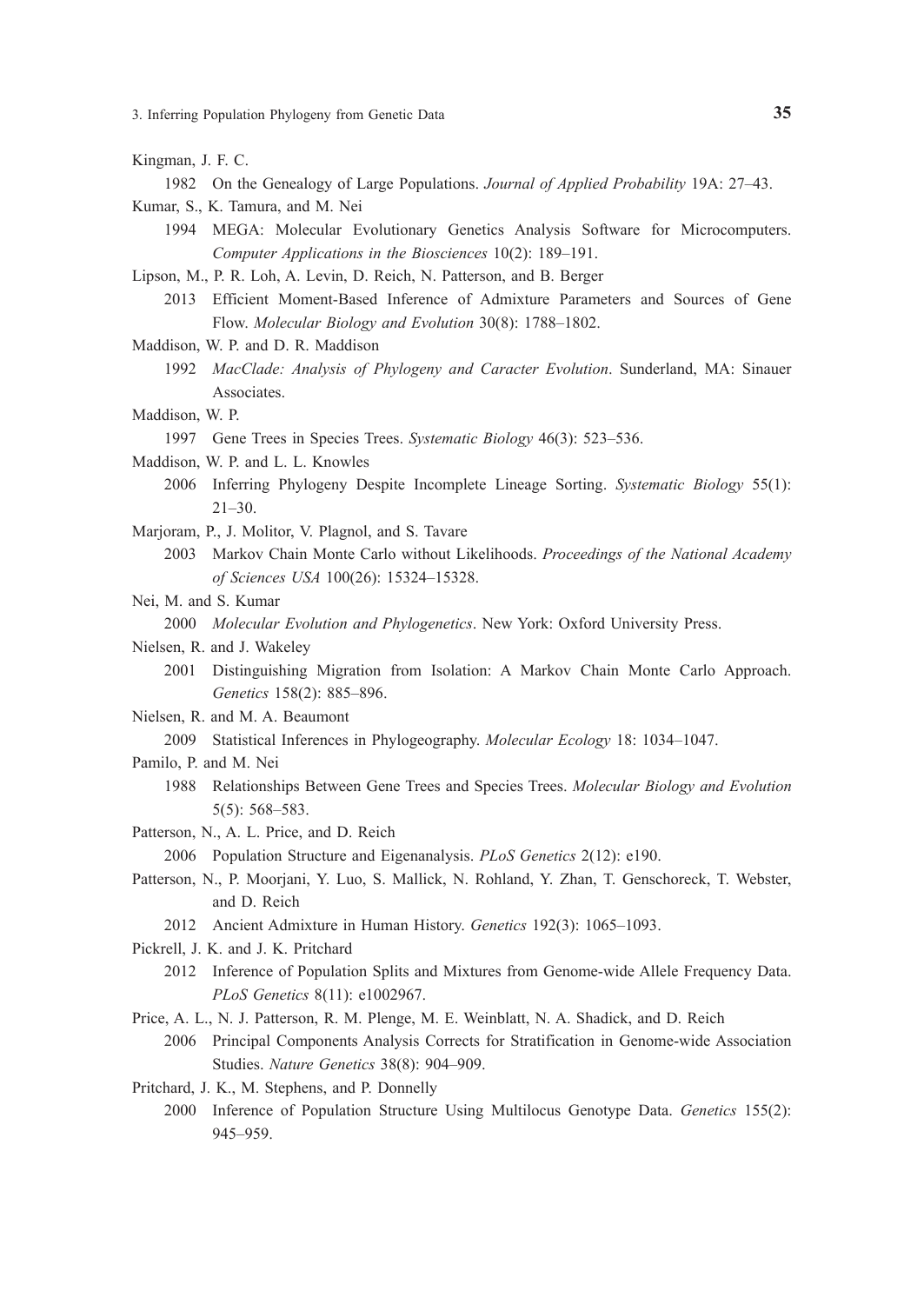Kingman, J. F. C.

1982 On the Genealogy of Large Populations. *Journal of Applied Probability* 19A: 27–43.

Kumar, S., K. Tamura, and M. Nei

1994 MEGA: Molecular Evolutionary Genetics Analysis Software for Microcomputers. *Computer Applications in the Biosciences* 10(2): 189–191.

Lipson, M., P. R. Loh, A. Levin, D. Reich, N. Patterson, and B. Berger

2013 Efficient Moment-Based Inference of Admixture Parameters and Sources of Gene Flow. *Molecular Biology and Evolution* 30(8): 1788–1802.

Maddison, W. P. and D. R. Maddison

1992 *MacClade: Analysis of Phylogeny and Caracter Evolution*. Sunderland, MA: Sinauer Associates.

Maddison, W. P.

1997 Gene Trees in Species Trees. *Systematic Biology* 46(3): 523–536.

Maddison, W. P. and L. L. Knowles

2006 Inferring Phylogeny Despite Incomplete Lineage Sorting. *Systematic Biology* 55(1): 21–30.

Marjoram, P., J. Molitor, V. Plagnol, and S. Tavare

2003 Markov Chain Monte Carlo without Likelihoods. *Proceedings of the National Academy of Sciences USA* 100(26): 15324–15328.

Nei, M. and S. Kumar

2000 *Molecular Evolution and Phylogenetics*. New York: Oxford University Press.

Nielsen, R. and J. Wakeley

2001 Distinguishing Migration from Isolation: A Markov Chain Monte Carlo Approach. *Genetics* 158(2): 885–896.

Nielsen, R. and M. A. Beaumont

2009 Statistical Inferences in Phylogeography. *Molecular Ecology* 18: 1034–1047.

Pamilo, P. and M. Nei

1988 Relationships Between Gene Trees and Species Trees. *Molecular Biology and Evolution* 5(5): 568–583.

Patterson, N., A. L. Price, and D. Reich

2006 Population Structure and Eigenanalysis. *PLoS Genetics* 2(12): e190.

Patterson, N., P. Moorjani, Y. Luo, S. Mallick, N. Rohland, Y. Zhan, T. Genschoreck, T. Webster, and D. Reich

2012 Ancient Admixture in Human History. *Genetics* 192(3): 1065–1093.

Pickrell, J. K. and J. K. Pritchard

2012 Inference of Population Splits and Mixtures from Genome-wide Allele Frequency Data. *PLoS Genetics* 8(11): e1002967.

Price, A. L., N. J. Patterson, R. M. Plenge, M. E. Weinblatt, N. A. Shadick, and D. Reich

2006 Principal Components Analysis Corrects for Stratification in Genome-wide Association Studies. *Nature Genetics* 38(8): 904–909.

Pritchard, J. K., M. Stephens, and P. Donnelly

2000 Inference of Population Structure Using Multilocus Genotype Data. *Genetics* 155(2): 945–959.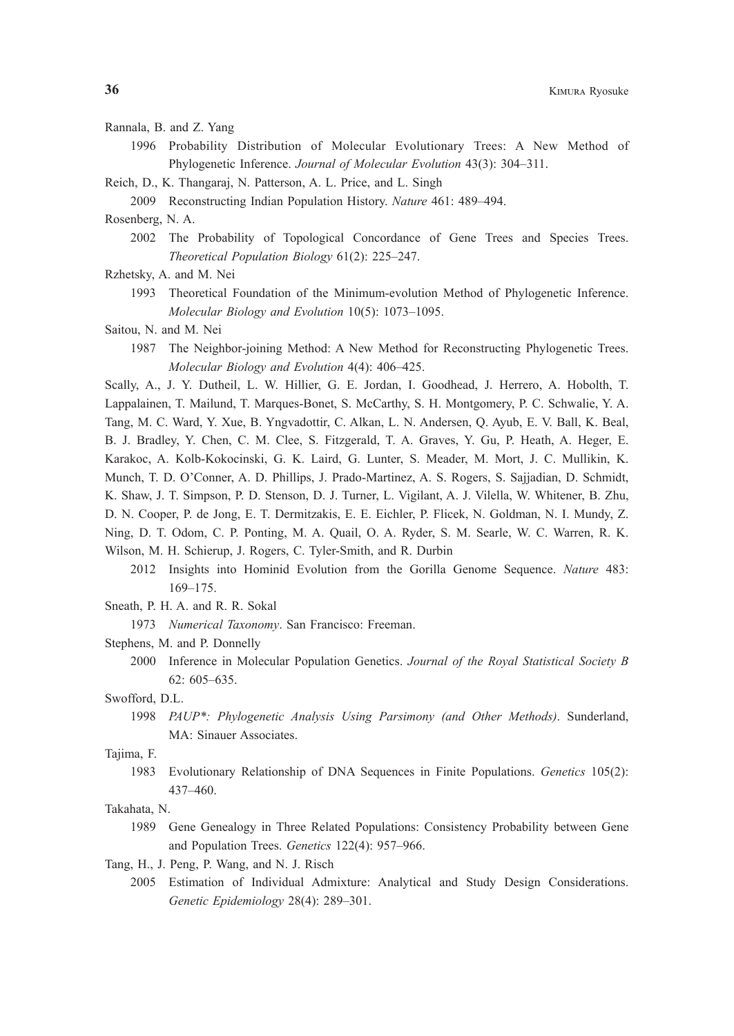Rannala, B. and Z. Yang

1996 Probability Distribution of Molecular Evolutionary Trees: A New Method of Phylogenetic Inference. *Journal of Molecular Evolution* 43(3): 304–311.

Reich, D., K. Thangaraj, N. Patterson, A. L. Price, and L. Singh

2009 Reconstructing Indian Population History. *Nature* 461: 489–494.

Rosenberg, N. A.

2002 The Probability of Topological Concordance of Gene Trees and Species Trees. *Theoretical Population Biology* 61(2): 225–247.

Rzhetsky, A. and M. Nei

1993 Theoretical Foundation of the Minimum-evolution Method of Phylogenetic Inference. *Molecular Biology and Evolution* 10(5): 1073–1095.

Saitou, N. and M. Nei

1987 The Neighbor-joining Method: A New Method for Reconstructing Phylogenetic Trees. *Molecular Biology and Evolution* 4(4): 406–425.

Scally, A., J. Y. Dutheil, L. W. Hillier, G. E. Jordan, I. Goodhead, J. Herrero, A. Hobolth, T. Lappalainen, T. Mailund, T. Marques-Bonet, S. McCarthy, S. H. Montgomery, P. C. Schwalie, Y. A. Tang, M. C. Ward, Y. Xue, B. Yngvadottir, C. Alkan, L. N. Andersen, Q. Ayub, E. V. Ball, K. Beal, B. J. Bradley, Y. Chen, C. M. Clee, S. Fitzgerald, T. A. Graves, Y. Gu, P. Heath, A. Heger, E. Karakoc, A. Kolb-Kokocinski, G. K. Laird, G. Lunter, S. Meader, M. Mort, J. C. Mullikin, K. Munch, T. D. O'Conner, A. D. Phillips, J. Prado-Martinez, A. S. Rogers, S. Sajjadian, D. Schmidt, K. Shaw, J. T. Simpson, P. D. Stenson, D. J. Turner, L. Vigilant, A. J. Vilella, W. Whitener, B. Zhu, D. N. Cooper, P. de Jong, E. T. Dermitzakis, E. E. Eichler, P. Flicek, N. Goldman, N. I. Mundy, Z. Ning, D. T. Odom, C. P. Ponting, M. A. Quail, O. A. Ryder, S. M. Searle, W. C. Warren, R. K. Wilson, M. H. Schierup, J. Rogers, C. Tyler-Smith, and R. Durbin

2012 Insights into Hominid Evolution from the Gorilla Genome Sequence. *Nature* 483: 169–175.

Sneath, P. H. A. and R. R. Sokal

1973 *Numerical Taxonomy*. San Francisco: Freeman.

Stephens, M. and P. Donnelly

2000 Inference in Molecular Population Genetics. *Journal of the Royal Statistical Society B* 62: 605–635.

Swofford, D.L.

1998 *PAUP*: Phylogenetic Analysis Using Parsimony (and Other Methods)*. Sunderland, MA: Sinauer Associates.

Tajima, F.

1983 Evolutionary Relationship of DNA Sequences in Finite Populations. *Genetics* 105(2): 437–460.

Takahata, N.

1989 Gene Genealogy in Three Related Populations: Consistency Probability between Gene and Population Trees. *Genetics* 122(4): 957–966.

Tang, H., J. Peng, P. Wang, and N. J. Risch

2005 Estimation of Individual Admixture: Analytical and Study Design Considerations. *Genetic Epidemiology* 28(4): 289–301.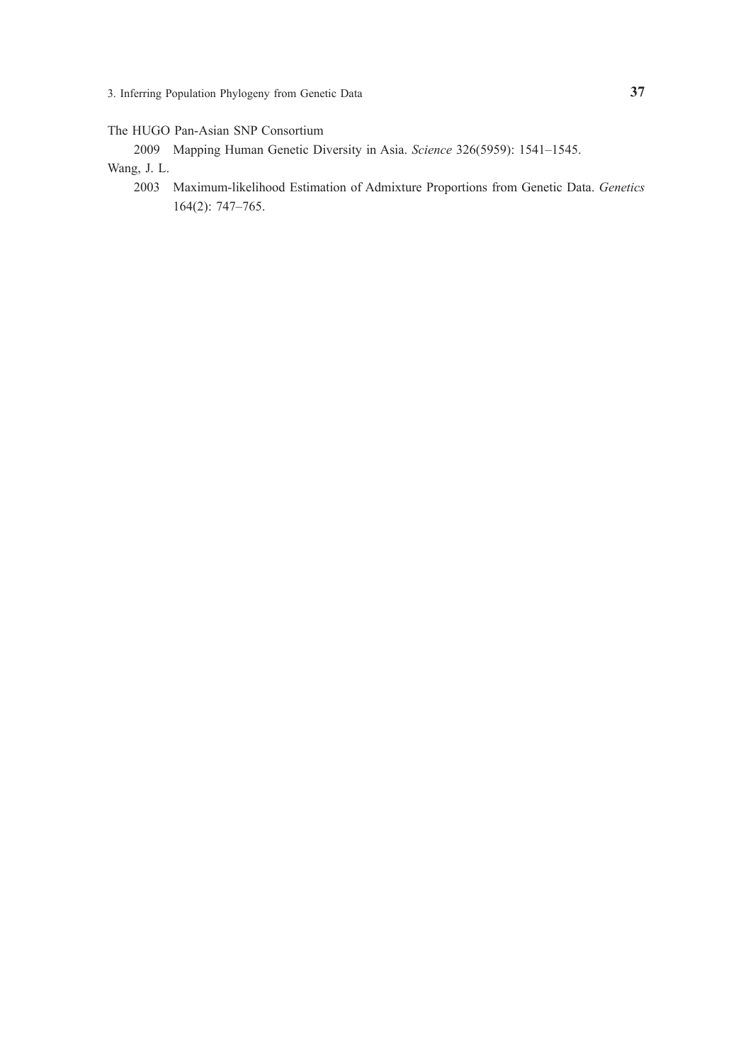The HUGO Pan-Asian SNP Consortium

2009 Mapping Human Genetic Diversity in Asia. *Science* 326(5959): 1541–1545.

Wang, J. L.

2003 Maximum-likelihood Estimation of Admixture Proportions from Genetic Data. *Genetics* 164(2): 747–765.